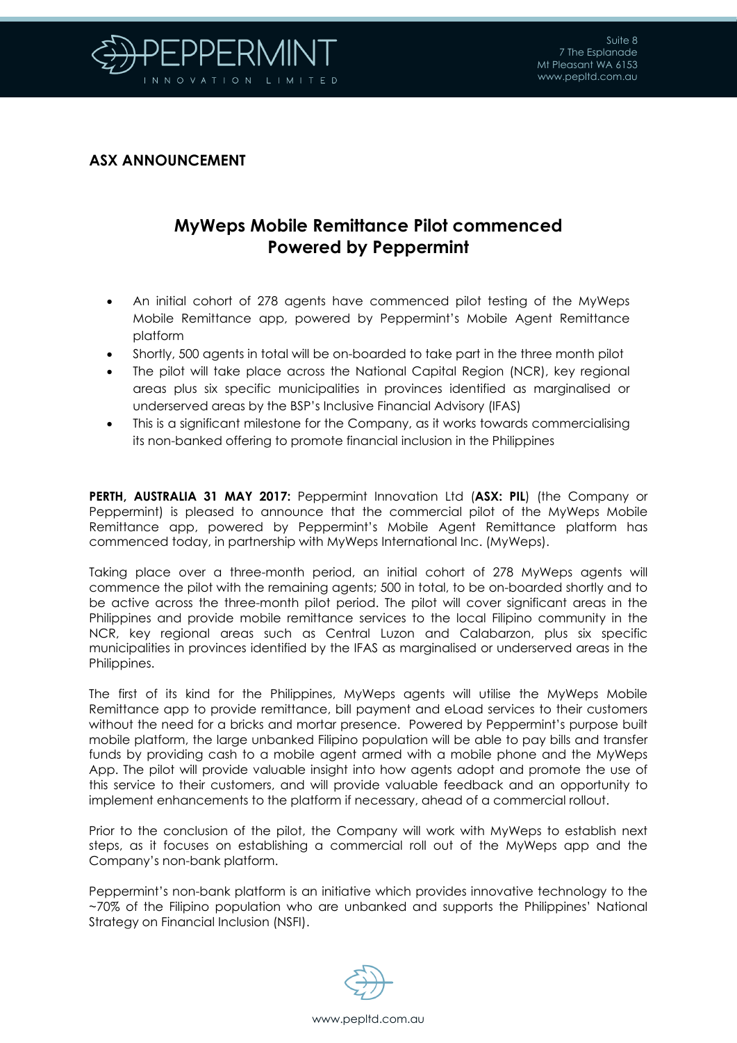# ASX ANNOUNCEMENT

## MyWeps Mobile Remittance Pilot commenced
## Powered by Peppermint

- An initial cohort of 278 agents have commenced pilot testing of the MyWeps Mobile Remittance app, powered by Peppermint's Mobile Agent Remittance platform
- Shortly, 500 agents in total will be on-boarded to take part in the three month pilot
- The pilot will take place across the National Capital Region (NCR), key regional areas plus six specific municipalities in provinces identified as marginalised or underserved areas by the BSP's Inclusive Financial Advisory (IFAS)
- This is a significant milestone for the Company, as it works towards commercialising its non-banked offering to promote financial inclusion in the Philippines

**PERTH, AUSTRALIA 31 MAY 2017:** Peppermint Innovation Ltd (**ASX: PIL**) (the Company or Peppermint) is pleased to announce that the commercial pilot of the MyWeps Mobile Remittance app, powered by Peppermint's Mobile Agent Remittance platform has commenced today, in partnership with MyWeps International Inc. (MyWeps).

Taking place over a three-month period, an initial cohort of 278 MyWeps agents will commence the pilot with the remaining agents; 500 in total, to be on-boarded shortly and to be active across the three-month pilot period. The pilot will cover significant areas in the Philippines and provide mobile remittance services to the local Filipino community in the NCR, key regional areas such as Central Luzon and Calabarzon, plus six specific municipalities in provinces identified by the IFAS as marginalised or underserved areas in the Philippines.

The first of its kind for the Philippines, MyWeps agents will utilise the MyWeps Mobile Remittance app to provide remittance, bill payment and eLoad services to their customers without the need for a bricks and mortar presence. Powered by Peppermint's purpose built mobile platform, the large unbanked Filipino population will be able to pay bills and transfer funds by providing cash to a mobile agent armed with a mobile phone and the MyWeps App. The pilot will provide valuable insight into how agents adopt and promote the use of this service to their customers, and will provide valuable feedback and an opportunity to implement enhancements to the platform if necessary, ahead of a commercial rollout.

Prior to the conclusion of the pilot, the Company will work with MyWeps to establish next steps, as it focuses on establishing a commercial roll out of the MyWeps app and the Company's non-bank platform.

Peppermint's non-bank platform is an initiative which provides innovative technology to the ~70% of the Filipino population who are unbanked and supports the Philippines' National Strategy on Financial Inclusion (NSFI).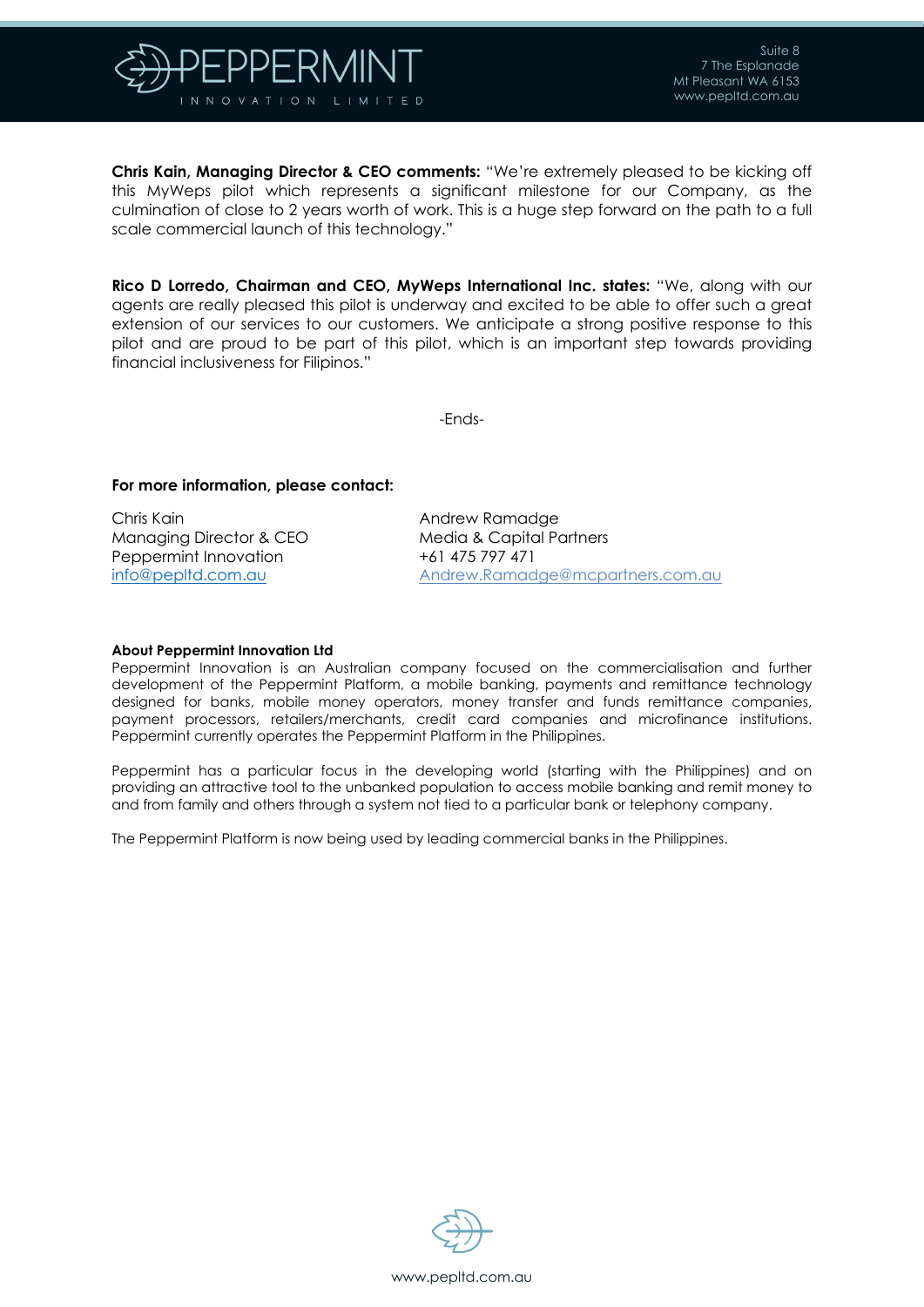**Chris Kain, Managing Director & CEO comments:** "We're extremely pleased to be kicking off this MyWeps pilot which represents a significant milestone for our Company, as the culmination of close to 2 years worth of work. This is a huge step forward on the path to a full scale commercial launch of this technology."

**Rico D Lorredo, Chairman and CEO, MyWeps International Inc. states:** "We, along with our agents are really pleased this pilot is underway and excited to be able to offer such a great extension of our services to our customers. We anticipate a strong positive response to this pilot and are proud to be part of this pilot, which is an important step towards providing financial inclusiveness for Filipinos."

-Ends-

**For more information, please contact:**

Chris Kain
Managing Director & CEO
Peppermint Innovation
info@pepltd.com.au

Andrew Ramadge
Media & Capital Partners
+61 475 797 471
Andrew.Ramadge@mcpartners.com.au

**About Peppermint Innovation Ltd**

Peppermint Innovation is an Australian company focused on the commercialisation and further development of the Peppermint Platform, a mobile banking, payments and remittance technology designed for banks, mobile money operators, money transfer and funds remittance companies, payment processors, retailers/merchants, credit card companies and microfinance institutions. Peppermint currently operates the Peppermint Platform in the Philippines.

Peppermint has a particular focus in the developing world (starting with the Philippines) and on providing an attractive tool to the unbanked population to access mobile banking and remit money to and from family and others through a system not tied to a particular bank or telephony company.

The Peppermint Platform is now being used by leading commercial banks in the Philippines.